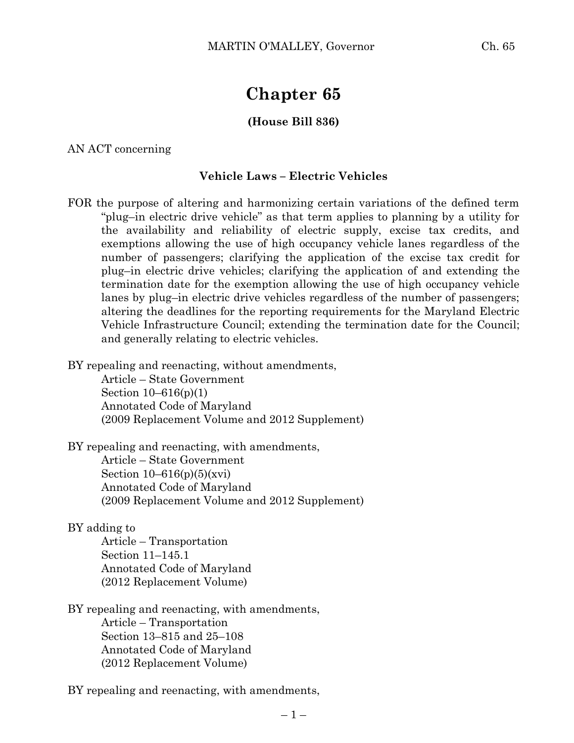# Chapter 65

**(House Bill 836)**

AN ACT concerning

**Vehicle Laws – Electric Vehicles**

FOR the purpose of altering and harmonizing certain variations of the defined term "plug–in electric drive vehicle" as that term applies to planning by a utility for the availability and reliability of electric supply, excise tax credits, and exemptions allowing the use of high occupancy vehicle lanes regardless of the number of passengers; clarifying the application of the excise tax credit for plug–in electric drive vehicles; clarifying the application of and extending the termination date for the exemption allowing the use of high occupancy vehicle lanes by plug–in electric drive vehicles regardless of the number of passengers; altering the deadlines for the reporting requirements for the Maryland Electric Vehicle Infrastructure Council; extending the termination date for the Council; and generally relating to electric vehicles.

BY repealing and reenacting, without amendments,
Article – State Government
Section 10–616(p)(1)
Annotated Code of Maryland
(2009 Replacement Volume and 2012 Supplement)

BY repealing and reenacting, with amendments,
Article – State Government
Section 10–616(p)(5)(xvi)
Annotated Code of Maryland
(2009 Replacement Volume and 2012 Supplement)

BY adding to
Article – Transportation
Section 11–145.1
Annotated Code of Maryland
(2012 Replacement Volume)

BY repealing and reenacting, with amendments,
Article – Transportation
Section 13–815 and 25–108
Annotated Code of Maryland
(2012 Replacement Volume)

BY repealing and reenacting, with amendments,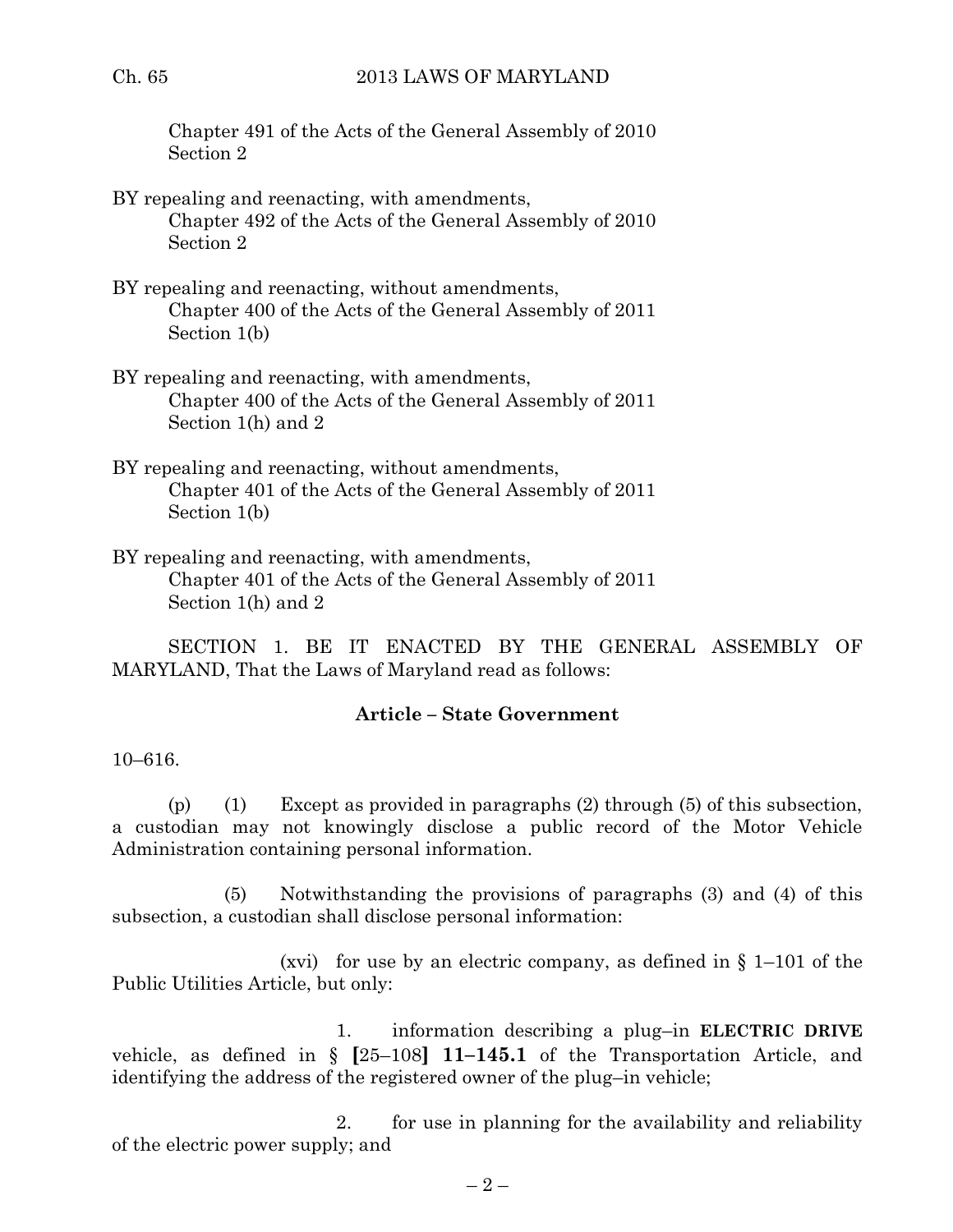Chapter 491 of the Acts of the General Assembly of 2010
Section 2

BY repealing and reenacting, with amendments,
Chapter 492 of the Acts of the General Assembly of 2010
Section 2

BY repealing and reenacting, without amendments,
Chapter 400 of the Acts of the General Assembly of 2011
Section 1(b)

BY repealing and reenacting, with amendments,
Chapter 400 of the Acts of the General Assembly of 2011
Section 1(h) and 2

BY repealing and reenacting, without amendments,
Chapter 401 of the Acts of the General Assembly of 2011
Section 1(b)

BY repealing and reenacting, with amendments,
Chapter 401 of the Acts of the General Assembly of 2011
Section 1(h) and 2

SECTION 1. BE IT ENACTED BY THE GENERAL ASSEMBLY OF MARYLAND, That the Laws of Maryland read as follows:

**Article – State Government**

10–616.

(p) (1) Except as provided in paragraphs (2) through (5) of this subsection, a custodian may not knowingly disclose a public record of the Motor Vehicle Administration containing personal information.

(5) Notwithstanding the provisions of paragraphs (3) and (4) of this subsection, a custodian shall disclose personal information:

(xvi) for use by an electric company, as defined in § 1–101 of the Public Utilities Article, but only:

1. information describing a plug–in **ELECTRIC DRIVE** vehicle, as defined in § **[**25–108**] 11–145.1** of the Transportation Article, and identifying the address of the registered owner of the plug–in vehicle;

2. for use in planning for the availability and reliability of the electric power supply; and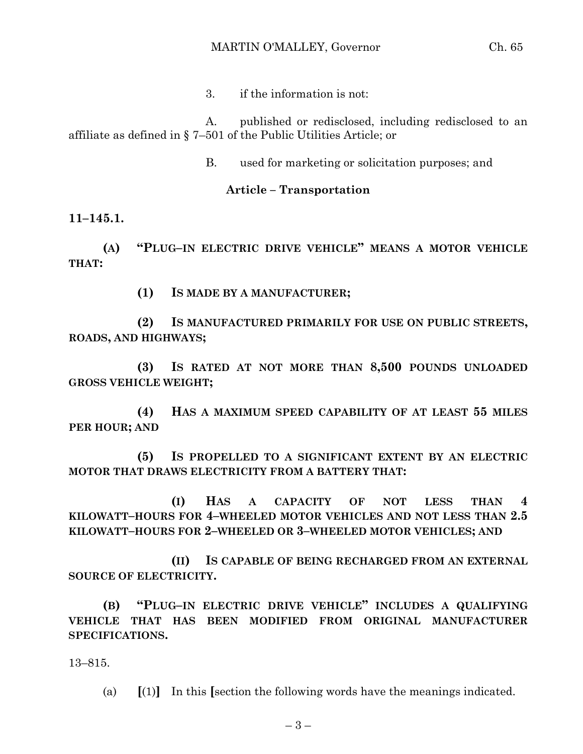3. if the information is not:

A. published or redisclosed, including redisclosed to an affiliate as defined in § 7–501 of the Public Utilities Article; or

B. used for marketing or solicitation purposes; and

**Article – Transportation**

**11–145.1.**

**(A) "PLUG–IN ELECTRIC DRIVE VEHICLE" MEANS A MOTOR VEHICLE THAT:**

**(1) IS MADE BY A MANUFACTURER;**

**(2) IS MANUFACTURED PRIMARILY FOR USE ON PUBLIC STREETS, ROADS, AND HIGHWAYS;**

**(3) IS RATED AT NOT MORE THAN 8,500 POUNDS UNLOADED GROSS VEHICLE WEIGHT;**

**(4) HAS A MAXIMUM SPEED CAPABILITY OF AT LEAST 55 MILES PER HOUR; AND**

**(5) IS PROPELLED TO A SIGNIFICANT EXTENT BY AN ELECTRIC MOTOR THAT DRAWS ELECTRICITY FROM A BATTERY THAT:**

**(I) HAS A CAPACITY OF NOT LESS THAN 4 KILOWATT–HOURS FOR 4–WHEELED MOTOR VEHICLES AND NOT LESS THAN 2.5 KILOWATT–HOURS FOR 2–WHEELED OR 3–WHEELED MOTOR VEHICLES; AND**

**(II) IS CAPABLE OF BEING RECHARGED FROM AN EXTERNAL SOURCE OF ELECTRICITY.**

**(B) "PLUG–IN ELECTRIC DRIVE VEHICLE" INCLUDES A QUALIFYING VEHICLE THAT HAS BEEN MODIFIED FROM ORIGINAL MANUFACTURER SPECIFICATIONS.**

13–815.

(a) **[**(1)**]** In this **[**section the following words have the meanings indicated.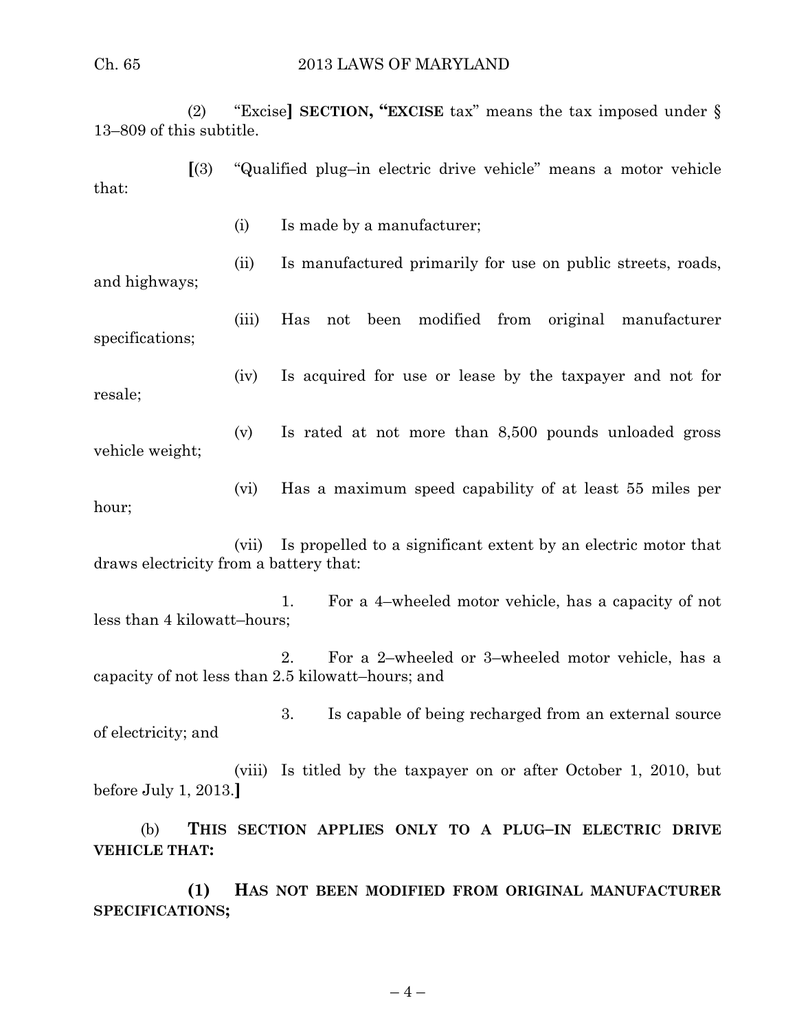(2) "Excise**]** **SECTION, "EXCISE** tax" means the tax imposed under § 13–809 of this subtitle.

**[**(3) "Qualified plug–in electric drive vehicle" means a motor vehicle that:

(i) Is made by a manufacturer;

(ii) Is manufactured primarily for use on public streets, roads, and highways;

(iii) Has not been modified from original manufacturer specifications;

(iv) Is acquired for use or lease by the taxpayer and not for resale;

(v) Is rated at not more than 8,500 pounds unloaded gross vehicle weight;

(vi) Has a maximum speed capability of at least 55 miles per hour;

(vii) Is propelled to a significant extent by an electric motor that draws electricity from a battery that:

1. For a 4–wheeled motor vehicle, has a capacity of not less than 4 kilowatt–hours;

2. For a 2–wheeled or 3–wheeled motor vehicle, has a capacity of not less than 2.5 kilowatt–hours; and

3. Is capable of being recharged from an external source of electricity; and

(viii) Is titled by the taxpayer on or after October 1, 2010, but before July 1, 2013.**]**

(b) **THIS SECTION APPLIES ONLY TO A PLUG–IN ELECTRIC DRIVE VEHICLE THAT:**

**(1) HAS NOT BEEN MODIFIED FROM ORIGINAL MANUFACTURER SPECIFICATIONS;**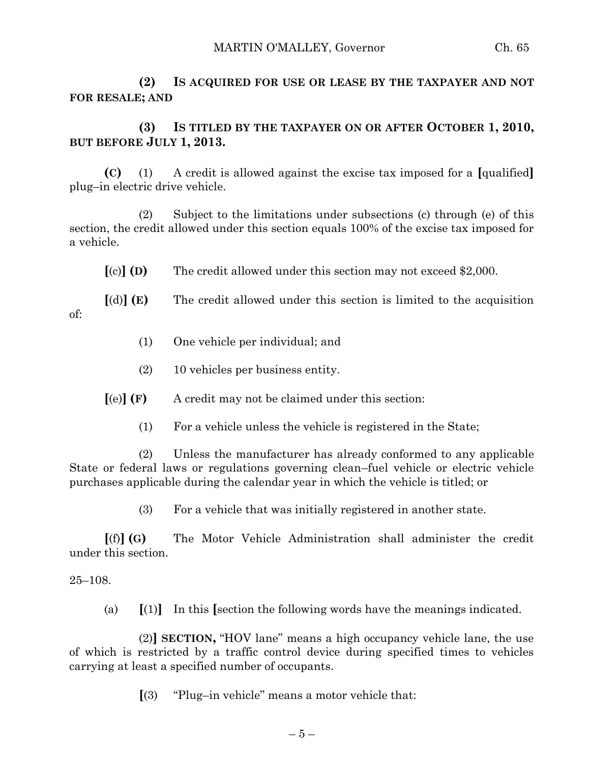**(2) IS ACQUIRED FOR USE OR LEASE BY THE TAXPAYER AND NOT FOR RESALE; AND**

**(3) IS TITLED BY THE TAXPAYER ON OR AFTER OCTOBER 1, 2010, BUT BEFORE JULY 1, 2013.**

**(C)** (1) A credit is allowed against the excise tax imposed for a **[**qualified**]** plug–in electric drive vehicle.

(2) Subject to the limitations under subsections (c) through (e) of this section, the credit allowed under this section equals 100% of the excise tax imposed for a vehicle.

**[**(c)**] (D)** The credit allowed under this section may not exceed $2,000.

**[**(d)**] (E)** The credit allowed under this section is limited to the acquisition of:

(1) One vehicle per individual; and

(2) 10 vehicles per business entity.

**[**(e)**] (F)** A credit may not be claimed under this section:

(1) For a vehicle unless the vehicle is registered in the State;

(2) Unless the manufacturer has already conformed to any applicable State or federal laws or regulations governing clean–fuel vehicle or electric vehicle purchases applicable during the calendar year in which the vehicle is titled; or

(3) For a vehicle that was initially registered in another state.

**[**(f)**] (G)** The Motor Vehicle Administration shall administer the credit under this section.

25–108.

(a) **[**(1)**]** In this **[**section the following words have the meanings indicated.

(2)**] SECTION,** "HOV lane" means a high occupancy vehicle lane, the use of which is restricted by a traffic control device during specified times to vehicles carrying at least a specified number of occupants.

**[**(3) "Plug–in vehicle" means a motor vehicle that: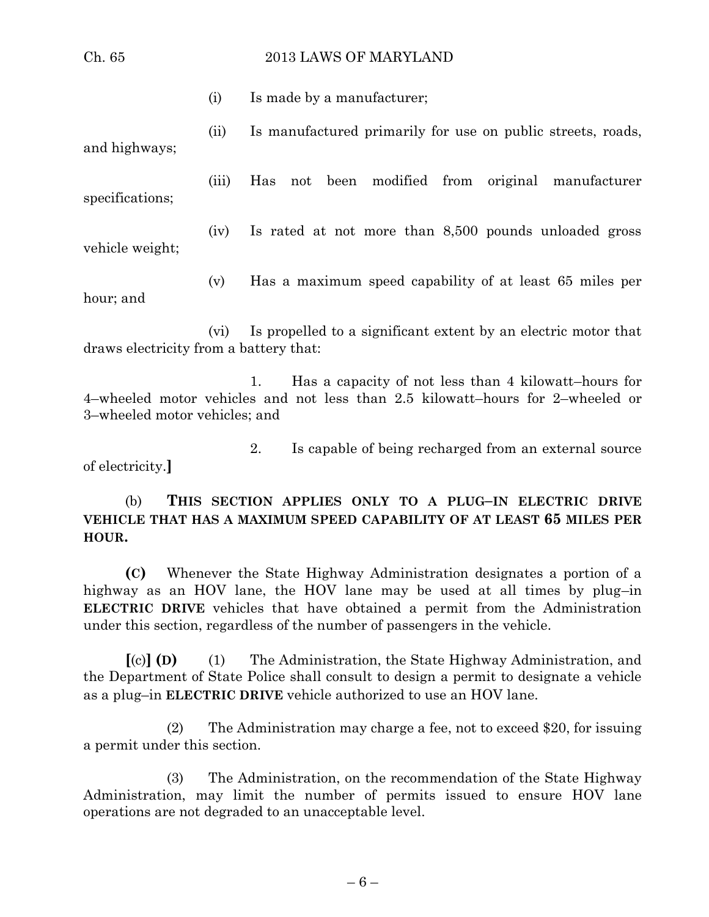(i) Is made by a manufacturer;

(ii) Is manufactured primarily for use on public streets, roads, and highways;

(iii) Has not been modified from original manufacturer specifications;

(iv) Is rated at not more than 8,500 pounds unloaded gross vehicle weight;

(v) Has a maximum speed capability of at least 65 miles per hour; and

(vi) Is propelled to a significant extent by an electric motor that draws electricity from a battery that:

1. Has a capacity of not less than 4 kilowatt–hours for 4–wheeled motor vehicles and not less than 2.5 kilowatt–hours for 2–wheeled or 3–wheeled motor vehicles; and

2. Is capable of being recharged from an external source of electricity.**]**

(b) **THIS SECTION APPLIES ONLY TO A PLUG–IN ELECTRIC DRIVE VEHICLE THAT HAS A MAXIMUM SPEED CAPABILITY OF AT LEAST 65 MILES PER HOUR.**

**(C)** Whenever the State Highway Administration designates a portion of a highway as an HOV lane, the HOV lane may be used at all times by plug–in **ELECTRIC DRIVE** vehicles that have obtained a permit from the Administration under this section, regardless of the number of passengers in the vehicle.

**[**(c)**] (D)** (1) The Administration, the State Highway Administration, and the Department of State Police shall consult to design a permit to designate a vehicle as a plug–in **ELECTRIC DRIVE** vehicle authorized to use an HOV lane.

(2) The Administration may charge a fee, not to exceed $20, for issuing a permit under this section.

(3) The Administration, on the recommendation of the State Highway Administration, may limit the number of permits issued to ensure HOV lane operations are not degraded to an unacceptable level.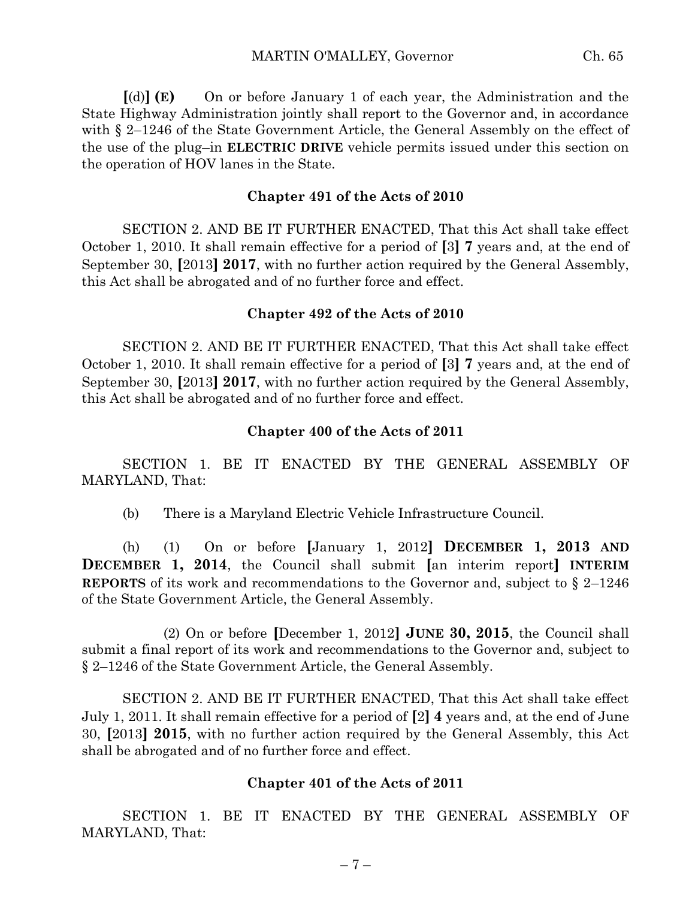**[**(d)**] (E)** On or before January 1 of each year, the Administration and the State Highway Administration jointly shall report to the Governor and, in accordance with § 2–1246 of the State Government Article, the General Assembly on the effect of the use of the plug–in **ELECTRIC DRIVE** vehicle permits issued under this section on the operation of HOV lanes in the State.

**Chapter 491 of the Acts of 2010**

SECTION 2. AND BE IT FURTHER ENACTED, That this Act shall take effect October 1, 2010. It shall remain effective for a period of **[**3**] 7** years and, at the end of September 30, **[**2013**] 2017**, with no further action required by the General Assembly, this Act shall be abrogated and of no further force and effect.

**Chapter 492 of the Acts of 2010**

SECTION 2. AND BE IT FURTHER ENACTED, That this Act shall take effect October 1, 2010. It shall remain effective for a period of **[**3**] 7** years and, at the end of September 30, **[**2013**] 2017**, with no further action required by the General Assembly, this Act shall be abrogated and of no further force and effect.

**Chapter 400 of the Acts of 2011**

SECTION 1. BE IT ENACTED BY THE GENERAL ASSEMBLY OF MARYLAND, That:

(b) There is a Maryland Electric Vehicle Infrastructure Council.

(h) (1) On or before **[**January 1, 2012**] DECEMBER 1, 2013 AND DECEMBER 1, 2014**, the Council shall submit **[**an interim report**] INTERIM REPORTS** of its work and recommendations to the Governor and, subject to § 2–1246 of the State Government Article, the General Assembly.

(2) On or before **[**December 1, 2012**] JUNE 30, 2015**, the Council shall submit a final report of its work and recommendations to the Governor and, subject to § 2–1246 of the State Government Article, the General Assembly.

SECTION 2. AND BE IT FURTHER ENACTED, That this Act shall take effect July 1, 2011. It shall remain effective for a period of **[**2**] 4** years and, at the end of June 30, **[**2013**] 2015**, with no further action required by the General Assembly, this Act shall be abrogated and of no further force and effect.

**Chapter 401 of the Acts of 2011**

SECTION 1. BE IT ENACTED BY THE GENERAL ASSEMBLY OF MARYLAND, That: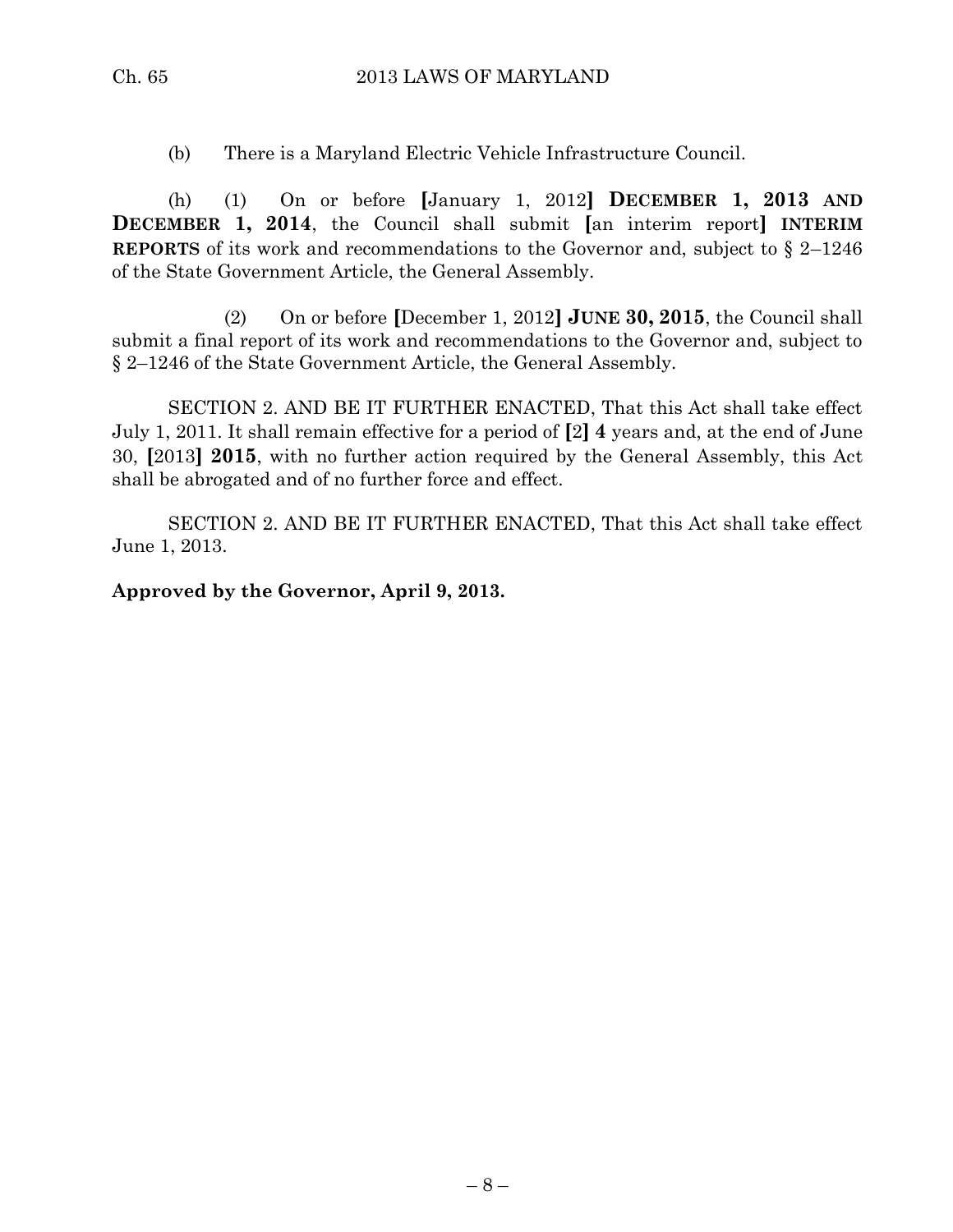(b) There is a Maryland Electric Vehicle Infrastructure Council.

(h) (1) On or before **[**January 1, 2012**]** **DECEMBER 1, 2013 AND DECEMBER 1, 2014**, the Council shall submit **[**an interim report**]** **INTERIM REPORTS** of its work and recommendations to the Governor and, subject to § 2–1246 of the State Government Article, the General Assembly.

(2) On or before **[**December 1, 2012**]** **JUNE 30, 2015**, the Council shall submit a final report of its work and recommendations to the Governor and, subject to § 2–1246 of the State Government Article, the General Assembly.

SECTION 2. AND BE IT FURTHER ENACTED, That this Act shall take effect July 1, 2011. It shall remain effective for a period of **[**2**]** **4** years and, at the end of June 30, **[**2013**]** **2015**, with no further action required by the General Assembly, this Act shall be abrogated and of no further force and effect.

SECTION 2. AND BE IT FURTHER ENACTED, That this Act shall take effect June 1, 2013.

**Approved by the Governor, April 9, 2013.**